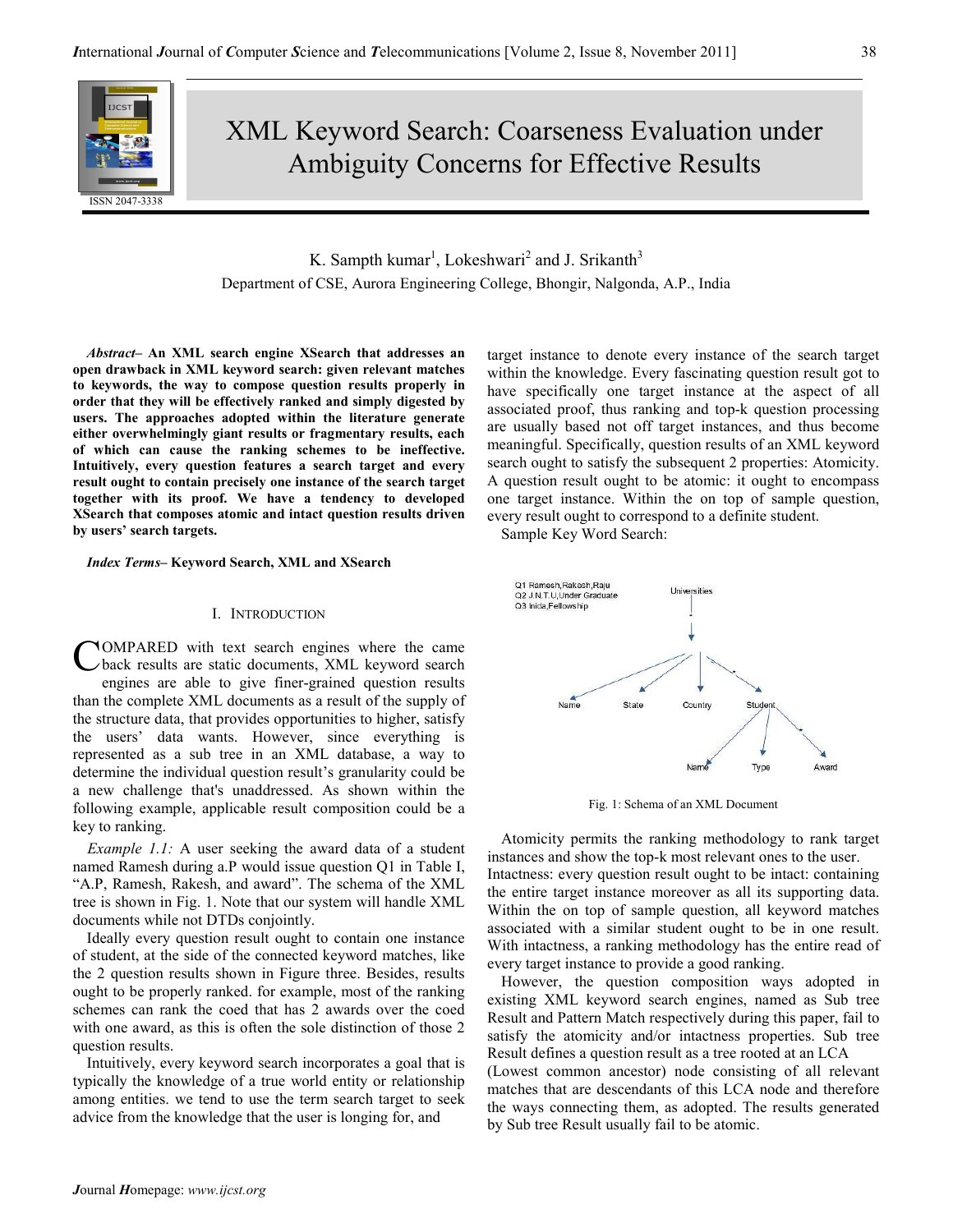# XML Keyword Search: Coarseness Evaluation under Ambiguity Concerns for Effective Results

K. Sampth kumar[1], Lokeshwari[2] and J. Srikanth[3]

Department of CSE, Aurora Engineering College, Bhongir, Nalgonda, A.P., India

***Abstract*– An XML search engine XSearch that addresses an open drawback in XML keyword search: given relevant matches to keywords, the way to compose question results properly in order that they will be effectively ranked and simply digested by users. The approaches adopted within the literature generate either overwhelmingly giant results or fragmentary results, each of which can cause the ranking schemes to be ineffective. Intuitively, every question features a search target and every result ought to contain precisely one instance of the search target together with its proof. We have a tendency to developed XSearch that composes atomic and intact question results driven by users' search targets.**

***Index Terms*– Keyword Search, XML and XSearch**

## I. Introduction

COMPARED with text search engines where the came back results are static documents, XML keyword search engines are able to give finer-grained question results than the complete XML documents as a result of the supply of the structure data, that provides opportunities to higher, satisfy the users' data wants. However, since everything is represented as a sub tree in an XML database, a way to determine the individual question result's granularity could be a new challenge that's unaddressed. As shown within the following example, applicable result composition could be a key to ranking.

*Example 1.1:* A user seeking the award data of a student named Ramesh during a.P would issue question Q1 in Table I, "A.P, Ramesh, Rakesh, and award". The schema of the XML tree is shown in Fig. 1. Note that our system will handle XML documents while not DTDs conjointly.

Ideally every question result ought to contain one instance of student, at the side of the connected keyword matches, like the 2 question results shown in Figure three. Besides, results ought to be properly ranked. for example, most of the ranking schemes can rank the coed that has 2 awards over the coed with one award, as this is often the sole distinction of those 2 question results.

Intuitively, every keyword search incorporates a goal that is typically the knowledge of a true world entity or relationship among entities. we tend to use the term search target to seek advice from the knowledge that the user is longing for, and target instance to denote every instance of the search target within the knowledge. Every fascinating question result got to have specifically one target instance at the aspect of all associated proof, thus ranking and top-k question processing are usually based not off target instances, and thus become meaningful. Specifically, question results of an XML keyword search ought to satisfy the subsequent 2 properties: Atomicity. A question result ought to be atomic: it ought to encompass one target instance. Within the on top of sample question, every result ought to correspond to a definite student.

Sample Key Word Search:

Q1 Ramesh,Rakesh,Raju
Q2 J.N.T.U,Under Graduate
Q3 Inida,Fellowship

Universities → Name, State, Country, Student
Student → Name, Type, Award

Fig. 1: Schema of an XML Document

Atomicity permits the ranking methodology to rank target instances and show the top-k most relevant ones to the user. Intactness: every question result ought to be intact: containing the entire target instance moreover as all its supporting data. Within the on top of sample question, all keyword matches associated with a similar student ought to be in one result. With intactness, a ranking methodology has the entire read of every target instance to provide a good ranking.

However, the question composition ways adopted in existing XML keyword search engines, named as Sub tree Result and Pattern Match respectively during this paper, fail to satisfy the atomicity and/or intactness properties. Sub tree Result defines a question result as a tree rooted at an LCA (Lowest common ancestor) node consisting of all relevant matches that are descendants of this LCA node and therefore the ways connecting them, as adopted. The results generated by Sub tree Result usually fail to be atomic.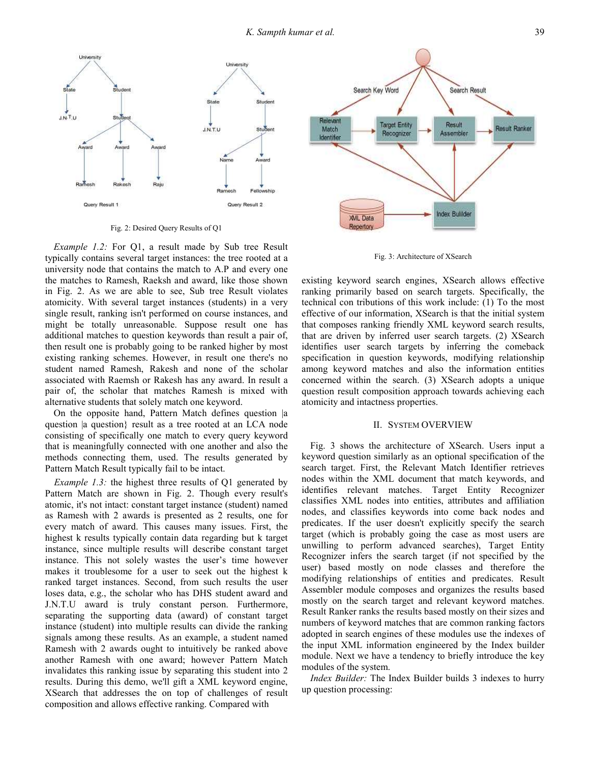Fig. 2: Desired Query Results of Q1

*Example 1.2:* For Q1, a result made by Sub tree Result typically contains several target instances: the tree rooted at a university node that contains the match to A.P and every one the matches to Ramesh, Raeksh and award, like those shown in Fig. 2. As we are able to see, Sub tree Result violates atomicity. With several target instances (students) in a very single result, ranking isn't performed on course instances, and might be totally unreasonable. Suppose result one has additional matches to question keywords than result a pair of, then result one is probably going to be ranked higher by most existing ranking schemes. However, in result one there's no student named Ramesh, Rakesh and none of the scholar associated with Raemsh or Rakesh has any award. In result a pair of, the scholar that matches Ramesh is mixed with alternative students that solely match one keyword.

On the opposite hand, Pattern Match defines question |a question |a question} result as a tree rooted at an LCA node consisting of specifically one match to every query keyword that is meaningfully connected with one another and also the methods connecting them, used. The results generated by Pattern Match Result typically fail to be intact.

*Example 1.3:* the highest three results of Q1 generated by Pattern Match are shown in Fig. 2. Though every result's atomic, it's not intact: constant target instance (student) named as Ramesh with 2 awards is presented as 2 results, one for every match of award. This causes many issues. First, the highest k results typically contain data regarding but k target instance, since multiple results will describe constant target instance. This not solely wastes the user's time however makes it troublesome for a user to seek out the highest k ranked target instances. Second, from such results the user loses data, e.g., the scholar who has DHS student award and J.N.T.U award is truly constant person. Furthermore, separating the supporting data (award) of constant target instance (student) into multiple results can divide the ranking signals among these results. As an example, a student named Ramesh with 2 awards ought to intuitively be ranked above another Ramesh with one award; however Pattern Match invalidates this ranking issue by separating this student into 2 results. During this demo, we'll gift a XML keyword engine, XSearch that addresses the on top of challenges of result composition and allows effective ranking. Compared with existing keyword search engines, XSearch allows effective ranking primarily based on search targets. Specifically, the technical con tributions of this work include: (1) To the most effective of our information, XSearch is that the initial system that composes ranking friendly XML keyword search results, that are driven by inferred user search targets. (2) XSearch identifies user search targets by inferring the comeback specification in question keywords, modifying relationship among keyword matches and also the information entities concerned within the search. (3) XSearch adopts a unique question result composition approach towards achieving each atomicity and intactness properties.

Fig. 3: Architecture of XSearch

## II. SYSTEM OVERVIEW

Fig. 3 shows the architecture of XSearch. Users input a keyword question similarly as an optional specification of the search target. First, the Relevant Match Identifier retrieves nodes within the XML document that match keywords, and identifies relevant matches. Target Entity Recognizer classifies XML nodes into entities, attributes and affiliation nodes, and classifies keywords into come back nodes and predicates. If the user doesn't explicitly specify the search target (which is probably going the case as most users are unwilling to perform advanced searches), Target Entity Recognizer infers the search target (if not specified by the user) based mostly on node classes and therefore the modifying relationships of entities and predicates. Result Assembler module composes and organizes the results based mostly on the search target and relevant keyword matches. Result Ranker ranks the results based mostly on their sizes and numbers of keyword matches that are common ranking factors adopted in search engines of these modules use the indexes of the input XML information engineered by the Index builder module. Next we have a tendency to briefly introduce the key modules of the system.

*Index Builder:* The Index Builder builds 3 indexes to hurry up question processing: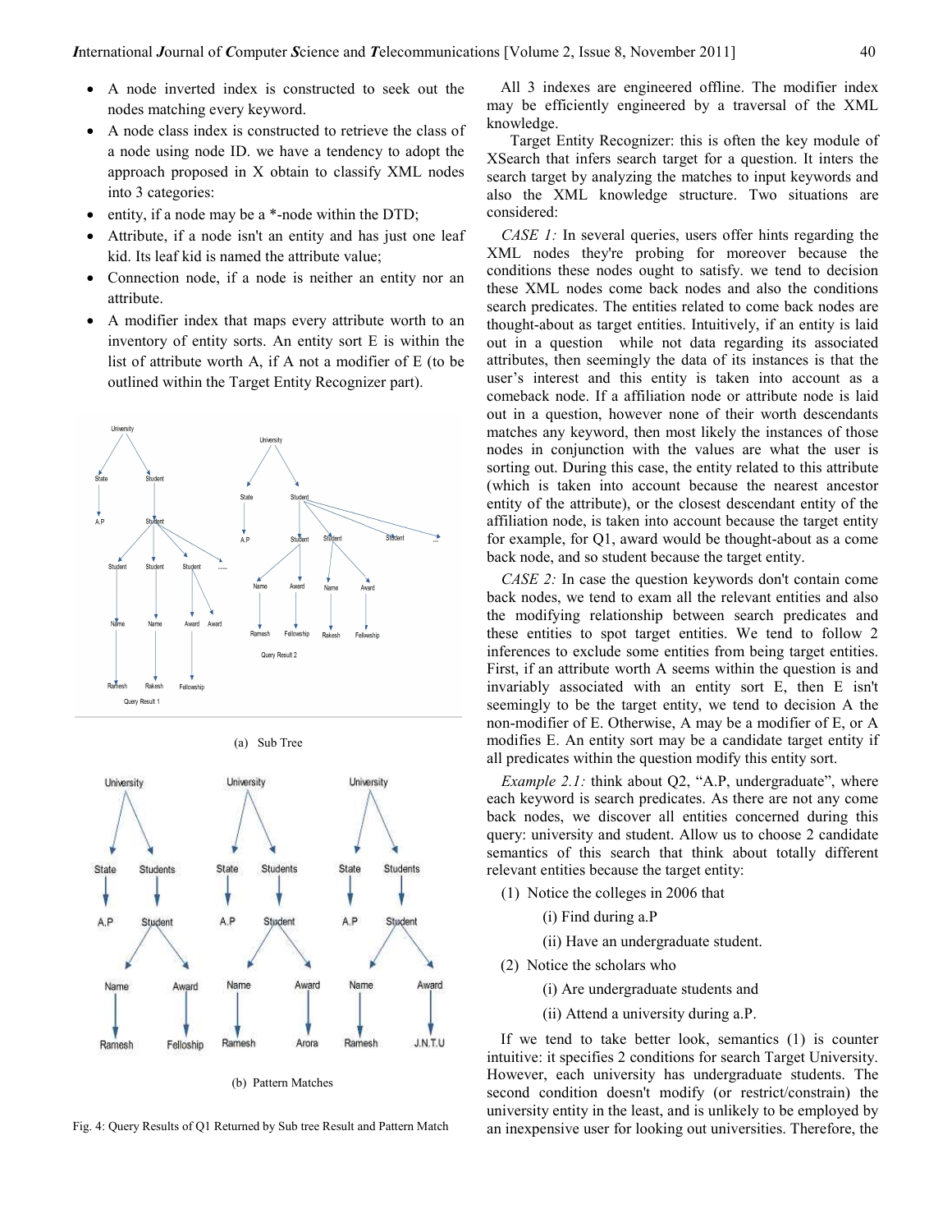- A node inverted index is constructed to seek out the nodes matching every keyword.
- A node class index is constructed to retrieve the class of a node using node ID. we have a tendency to adopt the approach proposed in X obtain to classify XML nodes into 3 categories:
- entity, if a node may be a *-node within the DTD;
- Attribute, if a node isn't an entity and has just one leaf kid. Its leaf kid is named the attribute value;
- Connection node, if a node is neither an entity nor an attribute.
- A modifier index that maps every attribute worth to an inventory of entity sorts. An entity sort E is within the list of attribute worth A, if A not a modifier of E (to be outlined within the Target Entity Recognizer part).

(a) Sub Tree

(b) Pattern Matches

Fig. 4: Query Results of Q1 Returned by Sub tree Result and Pattern Match

All 3 indexes are engineered offline. The modifier index may be efficiently engineered by a traversal of the XML knowledge.

Target Entity Recognizer: this is often the key module of XSearch that infers search target for a question. It inters the search target by analyzing the matches to input keywords and also the XML knowledge structure. Two situations are considered:

*CASE 1:* In several queries, users offer hints regarding the XML nodes they're probing for moreover because the conditions these nodes ought to satisfy. we tend to decision these XML nodes come back nodes and also the conditions search predicates. The entities related to come back nodes are thought-about as target entities. Intuitively, if an entity is laid out in a question while not data regarding its associated attributes, then seemingly the data of its instances is that the user's interest and this entity is taken into account as a comeback node. If a affiliation node or attribute node is laid out in a question, however none of their worth descendants matches any keyword, then most likely the instances of those nodes in conjunction with the values are what the user is sorting out. During this case, the entity related to this attribute (which is taken into account because the nearest ancestor entity of the attribute), or the closest descendant entity of the affiliation node, is taken into account because the target entity for example, for Q1, award would be thought-about as a come back node, and so student because the target entity.

*CASE 2:* In case the question keywords don't contain come back nodes, we tend to exam all the relevant entities and also the modifying relationship between search predicates and these entities to spot target entities. We tend to follow 2 inferences to exclude some entities from being target entities. First, if an attribute worth A seems within the question is and invariably associated with an entity sort E, then E isn't seemingly to be the target entity, we tend to decision A the non-modifier of E. Otherwise, A may be a modifier of E, or A modifies E. An entity sort may be a candidate target entity if all predicates within the question modify this entity sort.

*Example 2.1:* think about Q2, "A.P, undergraduate", where each keyword is search predicates. As there are not any come back nodes, we discover all entities concerned during this query: university and student. Allow us to choose 2 candidate semantics of this search that think about totally different relevant entities because the target entity:

(1) Notice the colleges in 2006 that

  (i) Find during a.P

  (ii) Have an undergraduate student.

(2) Notice the scholars who

  (i) Are undergraduate students and

  (ii) Attend a university during a.P.

If we tend to take better look, semantics (1) is counter intuitive: it specifies 2 conditions for search Target University. However, each university has undergraduate students. The second condition doesn't modify (or restrict/constrain) the university entity in the least, and is unlikely to be employed by an inexpensive user for looking out universities. Therefore, the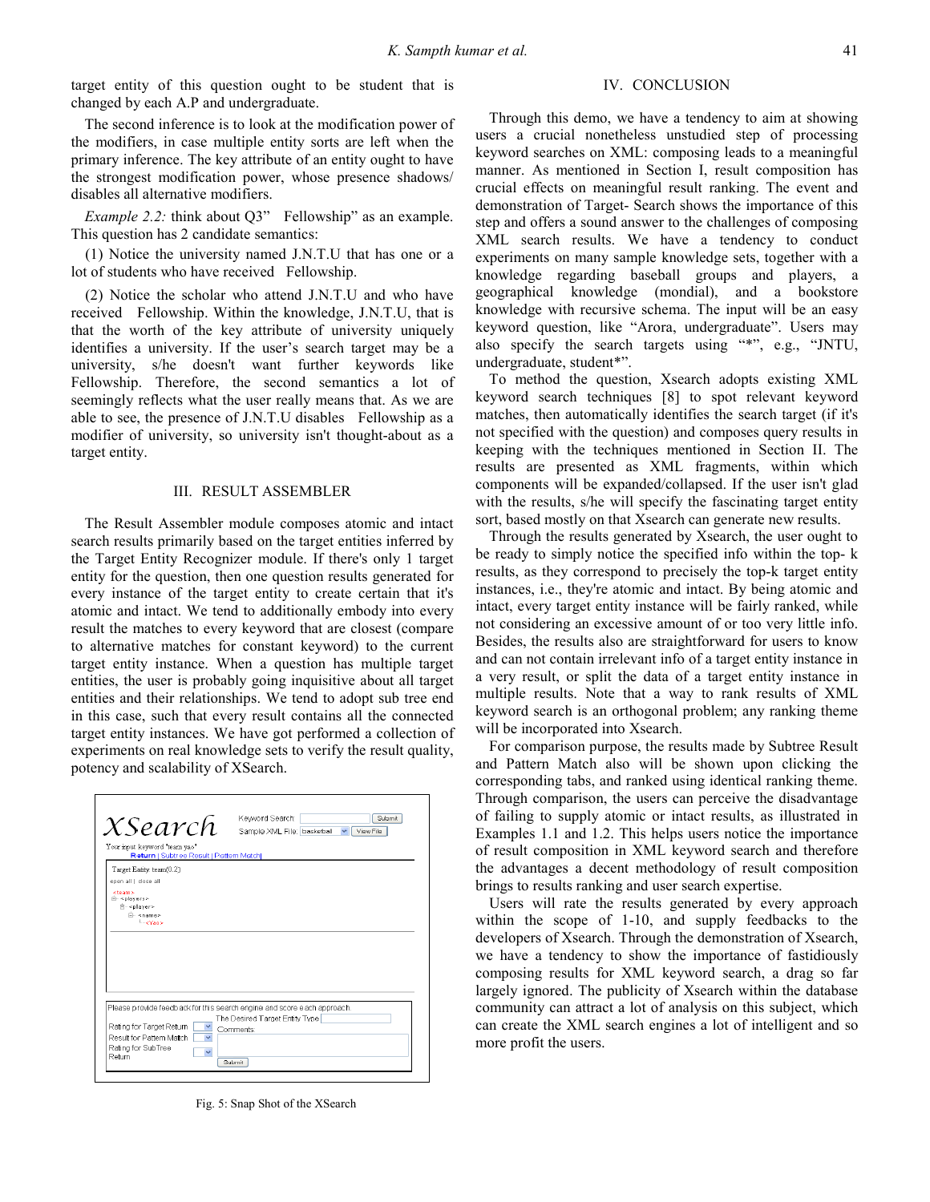target entity of this question ought to be student that is changed by each A.P and undergraduate.

The second inference is to look at the modification power of the modifiers, in case multiple entity sorts are left when the primary inference. The key attribute of an entity ought to have the strongest modification power, whose presence shadows/ disables all alternative modifiers.

*Example 2.2:* think about Q3" Fellowship" as an example. This question has 2 candidate semantics:

(1) Notice the university named J.N.T.U that has one or a lot of students who have received Fellowship.

(2) Notice the scholar who attend J.N.T.U and who have received Fellowship. Within the knowledge, J.N.T.U, that is that the worth of the key attribute of university uniquely identifies a university. If the user's search target may be a university, s/he doesn't want further keywords like Fellowship. Therefore, the second semantics a lot of seemingly reflects what the user really means that. As we are able to see, the presence of J.N.T.U disables Fellowship as a modifier of university, so university isn't thought-about as a target entity.

## III. RESULT ASSEMBLER

The Result Assembler module composes atomic and intact search results primarily based on the target entities inferred by the Target Entity Recognizer module. If there's only 1 target entity for the question, then one question results generated for every instance of the target entity to create certain that it's atomic and intact. We tend to additionally embody into every result the matches to every keyword that are closest (compare to alternative matches for constant keyword) to the current target entity instance. When a question has multiple target entities, the user is probably going inquisitive about all target entities and their relationships. We tend to adopt sub tree end in this case, such that every result contains all the connected target entity instances. We have got performed a collection of experiments on real knowledge sets to verify the result quality, potency and scalability of XSearch.

Fig. 5: Snap Shot of the XSearch

## IV. CONCLUSION

Through this demo, we have a tendency to aim at showing users a crucial nonetheless unstudied step of processing keyword searches on XML: composing leads to a meaningful manner. As mentioned in Section I, result composition has crucial effects on meaningful result ranking. The event and demonstration of Target- Search shows the importance of this step and offers a sound answer to the challenges of composing XML search results. We have a tendency to conduct experiments on many sample knowledge sets, together with a knowledge regarding baseball groups and players, a geographical knowledge (mondial), and a bookstore knowledge with recursive schema. The input will be an easy keyword question, like "Arora, undergraduate". Users may also specify the search targets using "*", e.g., "JNTU, undergraduate, student*".

To method the question, Xsearch adopts existing XML keyword search techniques [8] to spot relevant keyword matches, then automatically identifies the search target (if it's not specified with the question) and composes query results in keeping with the techniques mentioned in Section II. The results are presented as XML fragments, within which components will be expanded/collapsed. If the user isn't glad with the results, s/he will specify the fascinating target entity sort, based mostly on that Xsearch can generate new results.

Through the results generated by Xsearch, the user ought to be ready to simply notice the specified info within the top- k results, as they correspond to precisely the top-k target entity instances, i.e., they're atomic and intact. By being atomic and intact, every target entity instance will be fairly ranked, while not considering an excessive amount of or too very little info. Besides, the results also are straightforward for users to know and can not contain irrelevant info of a target entity instance in a very result, or split the data of a target entity instance in multiple results. Note that a way to rank results of XML keyword search is an orthogonal problem; any ranking theme will be incorporated into Xsearch.

For comparison purpose, the results made by Subtree Result and Pattern Match also will be shown upon clicking the corresponding tabs, and ranked using identical ranking theme. Through comparison, the users can perceive the disadvantage of failing to supply atomic or intact results, as illustrated in Examples 1.1 and 1.2. This helps users notice the importance of result composition in XML keyword search and therefore the advantages a decent methodology of result composition brings to results ranking and user search expertise.

Users will rate the results generated by every approach within the scope of 1-10, and supply feedbacks to the developers of Xsearch. Through the demonstration of Xsearch, we have a tendency to show the importance of fastidiously composing results for XML keyword search, a drag so far largely ignored. The publicity of Xsearch within the database community can attract a lot of analysis on this subject, which can create the XML search engines a lot of intelligent and so more profit the users.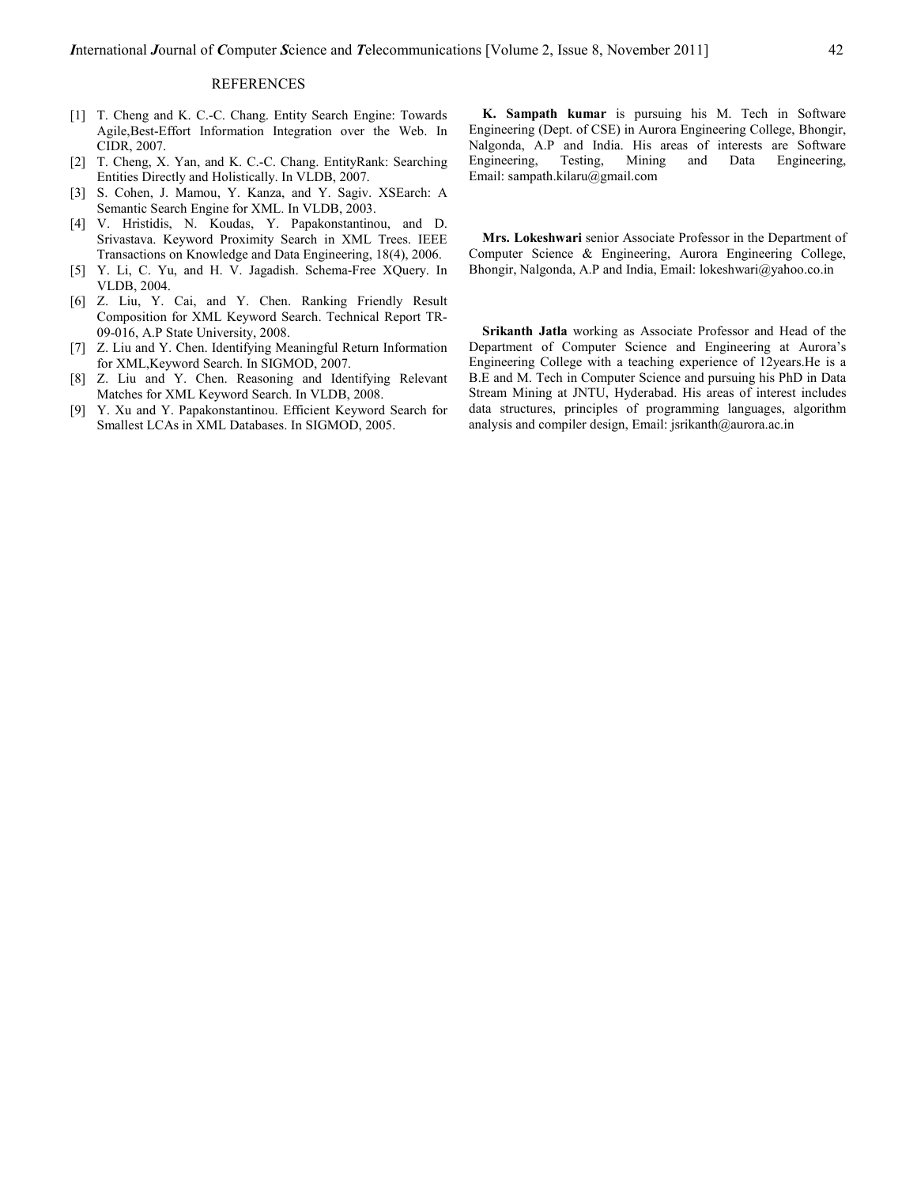## REFERENCES

[1] T. Cheng and K. C.-C. Chang. Entity Search Engine: Towards Agile,Best-Effort Information Integration over the Web. In CIDR, 2007.

[2] T. Cheng, X. Yan, and K. C.-C. Chang. EntityRank: Searching Entities Directly and Holistically. In VLDB, 2007.

[3] S. Cohen, J. Mamou, Y. Kanza, and Y. Sagiv. XSEarch: A Semantic Search Engine for XML. In VLDB, 2003.

[4] V. Hristidis, N. Koudas, Y. Papakonstantinou, and D. Srivastava. Keyword Proximity Search in XML Trees. IEEE Transactions on Knowledge and Data Engineering, 18(4), 2006.

[5] Y. Li, C. Yu, and H. V. Jagadish. Schema-Free XQuery. In VLDB, 2004.

[6] Z. Liu, Y. Cai, and Y. Chen. Ranking Friendly Result Composition for XML Keyword Search. Technical Report TR-09-016, A.P State University, 2008.

[7] Z. Liu and Y. Chen. Identifying Meaningful Return Information for XML,Keyword Search. In SIGMOD, 2007.

[8] Z. Liu and Y. Chen. Reasoning and Identifying Relevant Matches for XML Keyword Search. In VLDB, 2008.

[9] Y. Xu and Y. Papakonstantinou. Efficient Keyword Search for Smallest LCAs in XML Databases. In SIGMOD, 2005.

**K. Sampath kumar** is pursuing his M. Tech in Software Engineering (Dept. of CSE) in Aurora Engineering College, Bhongir, Nalgonda, A.P and India. His areas of interests are Software Engineering, Testing, Mining and Data Engineering, Email: sampath.kilaru@gmail.com

**Mrs. Lokeshwari** senior Associate Professor in the Department of Computer Science & Engineering, Aurora Engineering College, Bhongir, Nalgonda, A.P and India, Email: lokeshwari@yahoo.co.in

**Srikanth Jatla** working as Associate Professor and Head of the Department of Computer Science and Engineering at Aurora's Engineering College with a teaching experience of 12years.He is a B.E and M. Tech in Computer Science and pursuing his PhD in Data Stream Mining at JNTU, Hyderabad. His areas of interest includes data structures, principles of programming languages, algorithm analysis and compiler design, Email: jsrikanth@aurora.ac.in